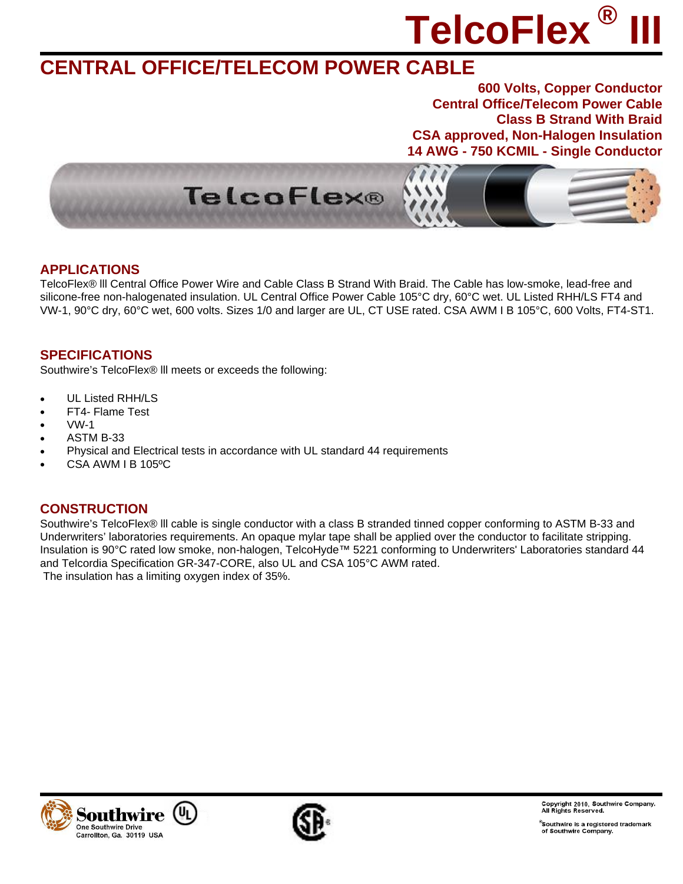# TelcoFlex® III

## CENTRAL OFFICE/TELECOM POWER CABLE

**600 Volts, Copper Conductor**
**Central Office/Telecom Power Cable**
**Class B Strand With Braid**
**CSA approved, Non-Halogen Insulation**
**14 AWG - 750 KCMIL - Single Conductor**

### APPLICATIONS

TelcoFlex® lll Central Office Power Wire and Cable Class B Strand With Braid. The Cable has low-smoke, lead-free and silicone-free non-halogenated insulation. UL Central Office Power Cable 105°C dry, 60°C wet. UL Listed RHH/LS FT4 and VW-1, 90°C dry, 60°C wet, 600 volts. Sizes 1/0 and larger are UL, CT USE rated. CSA AWM I B 105°C, 600 Volts, FT4-ST1.

### SPECIFICATIONS

Southwire's TelcoFlex® lll meets or exceeds the following:

- UL Listed RHH/LS
- FT4- Flame Test
- VW-1
- ASTM B-33
- Physical and Electrical tests in accordance with UL standard 44 requirements
- CSA AWM I B 105ºC

### CONSTRUCTION

Southwire's TelcoFlex® lll cable is single conductor with a class B stranded tinned copper conforming to ASTM B-33 and Underwriters' laboratories requirements. An opaque mylar tape shall be applied over the conductor to facilitate stripping. Insulation is 90°C rated low smoke, non-halogen, TelcoHyde™ 5221 conforming to Underwriters' Laboratories standard 44 and Telcordia Specification GR-347-CORE, also UL and CSA 105°C AWM rated.
The insulation has a limiting oxygen index of 35%.

Southwire
One Southwire Drive
Carrollton, Ga. 30119 USA

Copyright 2010, Southwire Company. All Rights Reserved.

®Southwire is a registered trademark of Southwire Company.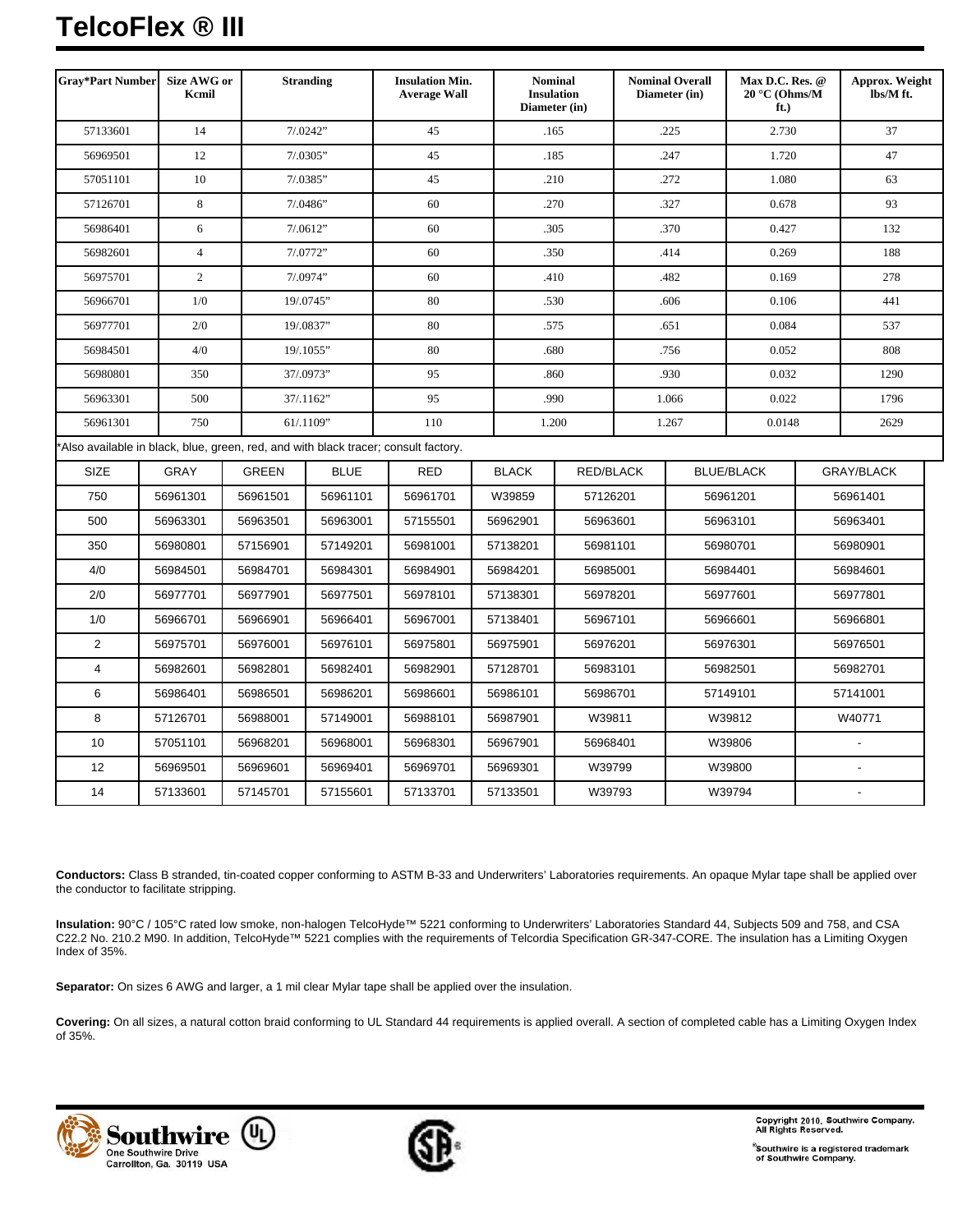# TelcoFlex ® III

| Gray*Part Number | Size AWG or Kcmil | Stranding | Insulation Min. Average Wall | Nominal Insulation Diameter (in) | Nominal Overall Diameter (in) | Max D.C. Res. @ 20 °C (Ohms/M ft.) | Approx. Weight lbs/M ft. |
|---|---|---|---|---|---|---|---|
| 57133601 | 14 | 7/.0242" | 45 | .165 | .225 | 2.730 | 37 |
| 56969501 | 12 | 7/.0305" | 45 | .185 | .247 | 1.720 | 47 |
| 57051101 | 10 | 7/.0385" | 45 | .210 | .272 | 1.080 | 63 |
| 57126701 | 8 | 7/.0486" | 60 | .270 | .327 | 0.678 | 93 |
| 56986401 | 6 | 7/.0612" | 60 | .305 | .370 | 0.427 | 132 |
| 56982601 | 4 | 7/.0772" | 60 | .350 | .414 | 0.269 | 188 |
| 56975701 | 2 | 7/.0974" | 60 | .410 | .482 | 0.169 | 278 |
| 56966701 | 1/0 | 19/.0745" | 80 | .530 | .606 | 0.106 | 441 |
| 56977701 | 2/0 | 19/.0837" | 80 | .575 | .651 | 0.084 | 537 |
| 56984501 | 4/0 | 19/.1055" | 80 | .680 | .756 | 0.052 | 808 |
| 56980801 | 350 | 37/.0973" | 95 | .860 | .930 | 0.032 | 1290 |
| 56963301 | 500 | 37/.1162" | 95 | .990 | 1.066 | 0.022 | 1796 |
| 56961301 | 750 | 61/.1109" | 110 | 1.200 | 1.267 | 0.0148 | 2629 |

*Also available in black, blue, green, red, and with black tracer; consult factory.

| SIZE | GRAY | GREEN | BLUE | RED | BLACK | RED/BLACK | BLUE/BLACK | GRAY/BLACK |
|---|---|---|---|---|---|---|---|---|
| 750 | 56961301 | 56961501 | 56961101 | 56961701 | W39859 | 57126201 | 56961201 | 56961401 |
| 500 | 56963301 | 56963501 | 56963001 | 57155501 | 56962901 | 56963601 | 56963101 | 56963401 |
| 350 | 56980801 | 57156901 | 57149201 | 56981001 | 57138201 | 56981101 | 56980701 | 56980901 |
| 4/0 | 56984501 | 56984701 | 56984301 | 56984901 | 56984201 | 56985001 | 56984401 | 56984601 |
| 2/0 | 56977701 | 56977901 | 56977501 | 56978101 | 57138301 | 56978201 | 56977601 | 56977801 |
| 1/0 | 56966701 | 56966901 | 56966401 | 56967001 | 57138401 | 56967101 | 56966601 | 56966801 |
| 2 | 56975701 | 56976001 | 56976101 | 56975801 | 56975901 | 56976201 | 56976301 | 56976501 |
| 4 | 56982601 | 56982801 | 56982401 | 56982901 | 57128701 | 56983101 | 56982501 | 56982701 |
| 6 | 56986401 | 56986501 | 56986201 | 56986601 | 56986101 | 56986701 | 57149101 | 57141001 |
| 8 | 57126701 | 56988001 | 57149001 | 56988101 | 56987901 | W39811 | W39812 | W40771 |
| 10 | 57051101 | 56968201 | 56968001 | 56968301 | 56967901 | 56968401 | W39806 | - |
| 12 | 56969501 | 56969601 | 56969401 | 56969701 | 56969301 | W39799 | W39800 | - |
| 14 | 57133601 | 57145701 | 57155601 | 57133701 | 57133501 | W39793 | W39794 | - |

**Conductors:** Class B stranded, tin-coated copper conforming to ASTM B-33 and Underwriters' Laboratories requirements. An opaque Mylar tape shall be applied over the conductor to facilitate stripping.

**Insulation:** 90°C / 105°C rated low smoke, non-halogen TelcoHyde™ 5221 conforming to Underwriters' Laboratories Standard 44, Subjects 509 and 758, and CSA C22.2 No. 210.2 M90. In addition, TelcoHyde™ 5221 complies with the requirements of Telcordia Specification GR-347-CORE. The insulation has a Limiting Oxygen Index of 35%.

**Separator:** On sizes 6 AWG and larger, a 1 mil clear Mylar tape shall be applied over the insulation.

**Covering:** On all sizes, a natural cotton braid conforming to UL Standard 44 requirements is applied overall. A section of completed cable has a Limiting Oxygen Index of 35%.

Southwire
One Southwire Drive
Carrollton, Ga. 30119 USA

Copyright 2010, Southwire Company. All Rights Reserved.

®Southwire is a registered trademark of Southwire Company.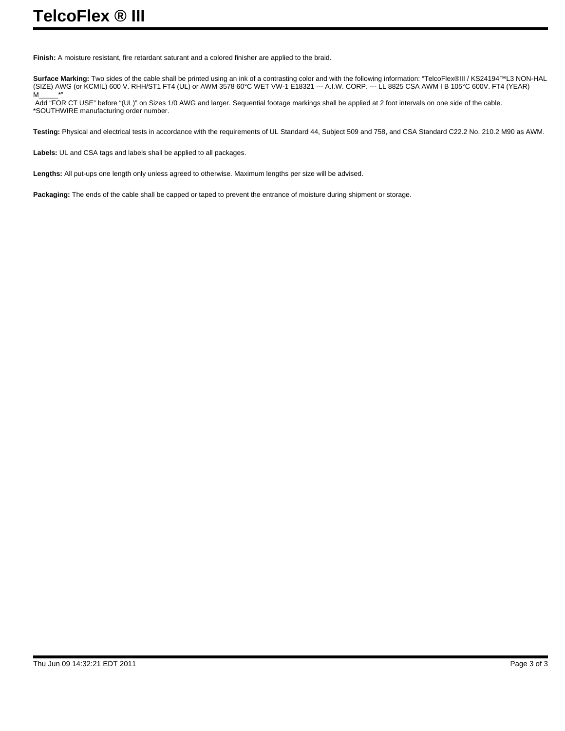**Finish:** A moisture resistant, fire retardant saturant and a colored finisher are applied to the braid.

**Surface Marking:** Two sides of the cable shall be printed using an ink of a contrasting color and with the following information: "TelcoFlex®III / KS24194™L3 NON-HAL (SIZE) AWG (or KCMIL) 600 V. RHH/ST1 FT4 (UL) or AWM 3578 60°C WET VW-1 E18321 --- A.I.W. CORP. --- LL 8825 CSA AWM I B 105°C 600V. FT4 (YEAR) M_____*"
Add "FOR CT USE" before "(UL)" on Sizes 1/0 AWG and larger. Sequential footage markings shall be applied at 2 foot intervals on one side of the cable.
*SOUTHWIRE manufacturing order number.

**Testing:** Physical and electrical tests in accordance with the requirements of UL Standard 44, Subject 509 and 758, and CSA Standard C22.2 No. 210.2 M90 as AWM.

**Labels:** UL and CSA tags and labels shall be applied to all packages.

**Lengths:** All put-ups one length only unless agreed to otherwise. Maximum lengths per size will be advised.

**Packaging:** The ends of the cable shall be capped or taped to prevent the entrance of moisture during shipment or storage.